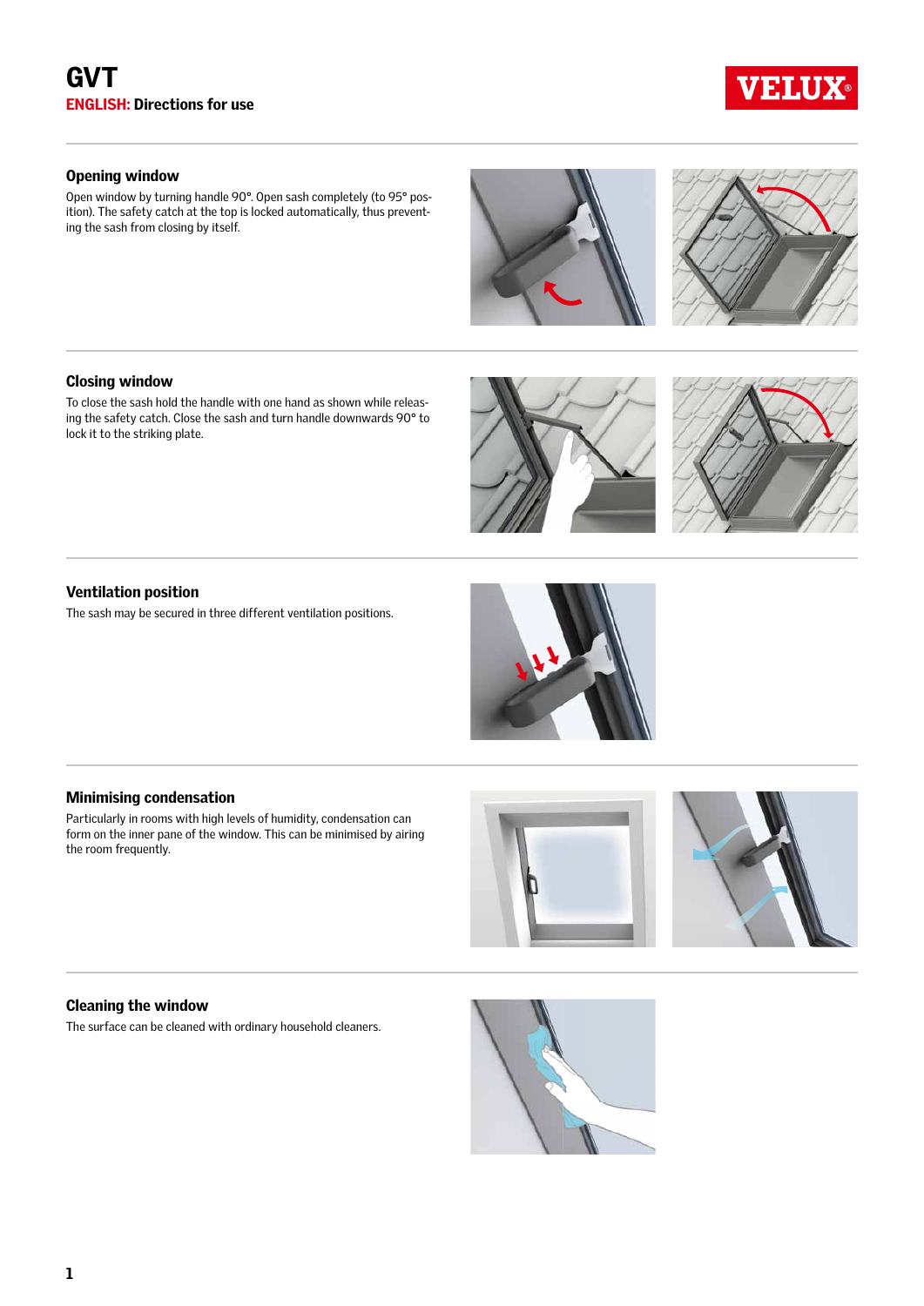# GVT

**ENGLISH:** **Directions for use**

VELUX®

## Opening window

Open window by turning handle 90°. Open sash completely (to 95° position). The safety catch at the top is locked automatically, thus preventing the sash from closing by itself.

## Closing window

To close the sash hold the handle with one hand as shown while releasing the safety catch. Close the sash and turn handle downwards 90° to lock it to the striking plate.

## Ventilation position

The sash may be secured in three different ventilation positions.

## Minimising condensation

Particularly in rooms with high levels of humidity, condensation can form on the inner pane of the window. This can be minimised by airing the room frequently.

## Cleaning the window

The surface can be cleaned with ordinary household cleaners.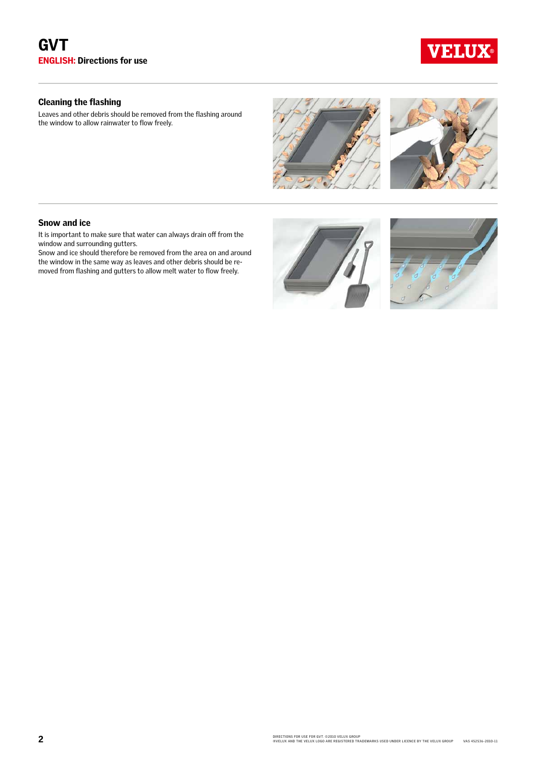# GVT

**ENGLISH: Directions for use**

## Cleaning the flashing

Leaves and other debris should be removed from the flashing around the window to allow rainwater to flow freely.

## Snow and ice

It is important to make sure that water can always drain off from the window and surrounding gutters.
Snow and ice should therefore be removed from the area on and around the window in the same way as leaves and other debris should be removed from flashing and gutters to allow melt water to flow freely.

DIRECTIONS FOR USE FOR GVT. ©2010 VELUX GROUP
®VELUX AND THE VELUX LOGO ARE REGISTERED TRADEMARKS USED UNDER LICENCE BY THE VELUX GROUP VAS 452536-2010-11